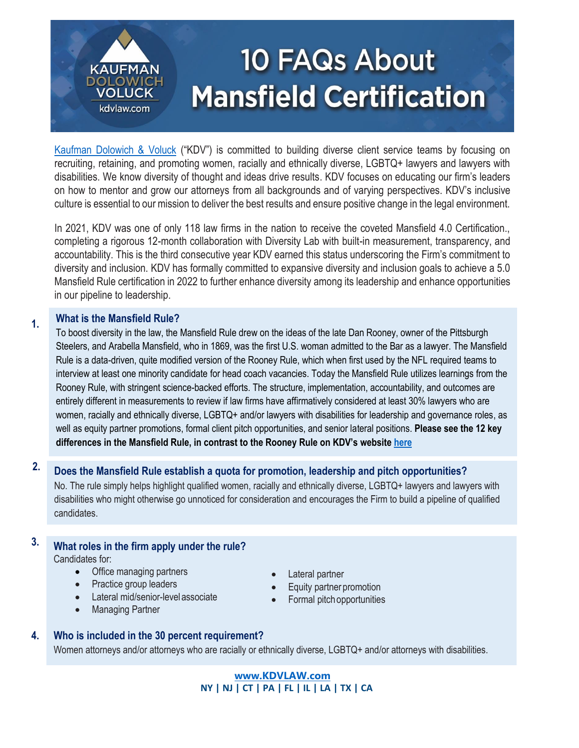# 10 FAQs About Mansfield Certification

Kaufman Dolowich & Voluck ("KDV") is committed to building diverse client service teams by focusing on recruiting, retaining, and promoting women, racially and ethnically diverse, LGBTQ+ lawyers and lawyers with disabilities. We know diversity of thought and ideas drive results. KDV focuses on educating our firm's leaders on how to mentor and grow our attorneys from all backgrounds and of varying perspectives. KDV's inclusive culture is essential to our mission to deliver the best results and ensure positive change in the legal environment.

In 2021, KDV was one of only 118 law firms in the nation to receive the coveted Mansfield 4.0 Certification., completing a rigorous 12-month collaboration with Diversity Lab with built-in measurement, transparency, and accountability. This is the third consecutive year KDV earned this status underscoring the Firm's commitment to diversity and inclusion. KDV has formally committed to expansive diversity and inclusion goals to achieve a 5.0 Mansfield Rule certification in 2022 to further enhance diversity among its leadership and enhance opportunities in our pipeline to leadership.

## 1. What is the Mansfield Rule?

To boost diversity in the law, the Mansfield Rule drew on the ideas of the late Dan Rooney, owner of the Pittsburgh Steelers, and Arabella Mansfield, who in 1869, was the first U.S. woman admitted to the Bar as a lawyer. The Mansfield Rule is a data-driven, quite modified version of the Rooney Rule, which when first used by the NFL required teams to interview at least one minority candidate for head coach vacancies. Today the Mansfield Rule utilizes learnings from the Rooney Rule, with stringent science-backed efforts. The structure, implementation, accountability, and outcomes are entirely different in measurements to review if law firms have affirmatively considered at least 30% lawyers who are women, racially and ethnically diverse, LGBTQ+ and/or lawyers with disabilities for leadership and governance roles, as well as equity partner promotions, formal client pitch opportunities, and senior lateral positions. **Please see the 12 key differences in the Mansfield Rule, in contrast to the Rooney Rule on KDV's website here**

## 2. Does the Mansfield Rule establish a quota for promotion, leadership and pitch opportunities?

No. The rule simply helps highlight qualified women, racially and ethnically diverse, LGBTQ+ lawyers and lawyers with disabilities who might otherwise go unnoticed for consideration and encourages the Firm to build a pipeline of qualified candidates.

## 3. What roles in the firm apply under the rule?

Candidates for:

- Office managing partners
- Practice group leaders
- Lateral mid/senior-level associate
- Managing Partner
- Lateral partner
- Equity partner promotion
- Formal pitch opportunities

## 4. Who is included in the 30 percent requirement?

Women attorneys and/or attorneys who are racially or ethnically diverse, LGBTQ+ and/or attorneys with disabilities.

**www.KDVLAW.com**
**NY | NJ | CT | PA | FL | IL | LA | TX | CA**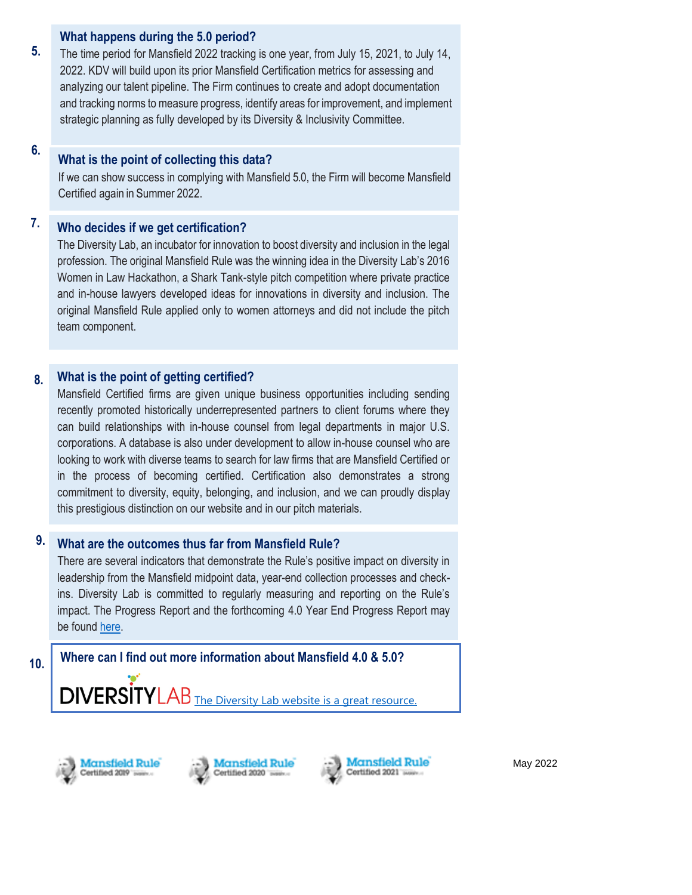5. **What happens during the 5.0 period?**

The time period for Mansfield 2022 tracking is one year, from July 15, 2021, to July 14, 2022. KDV will build upon its prior Mansfield Certification metrics for assessing and analyzing our talent pipeline. The Firm continues to create and adopt documentation and tracking norms to measure progress, identify areas for improvement, and implement strategic planning as fully developed by its Diversity & Inclusivity Committee.

6. **What is the point of collecting this data?**

If we can show success in complying with Mansfield 5.0, the Firm will become Mansfield Certified again in Summer 2022.

7. **Who decides if we get certification?**

The Diversity Lab, an incubator for innovation to boost diversity and inclusion in the legal profession. The original Mansfield Rule was the winning idea in the Diversity Lab's 2016 Women in Law Hackathon, a Shark Tank-style pitch competition where private practice and in-house lawyers developed ideas for innovations in diversity and inclusion. The original Mansfield Rule applied only to women attorneys and did not include the pitch team component.

8. **What is the point of getting certified?**

Mansfield Certified firms are given unique business opportunities including sending recently promoted historically underrepresented partners to client forums where they can build relationships with in-house counsel from legal departments in major U.S. corporations. A database is also under development to allow in-house counsel who are looking to work with diverse teams to search for law firms that are Mansfield Certified or in the process of becoming certified. Certification also demonstrates a strong commitment to diversity, equity, belonging, and inclusion, and we can proudly display this prestigious distinction on our website and in our pitch materials.

9. **What are the outcomes thus far from Mansfield Rule?**

There are several indicators that demonstrate the Rule's positive impact on diversity in leadership from the Mansfield midpoint data, year-end collection processes and check-ins. Diversity Lab is committed to regularly measuring and reporting on the Rule's impact. The Progress Report and the forthcoming 4.0 Year End Progress Report may be found here.

10. **Where can I find out more information about Mansfield 4.0 & 5.0?**

DIVERSITYLAB The Diversity Lab website is a great resource.

Mansfield Rule Certified 2019 | Mansfield Rule Certified 2020 | Mansfield Rule Certified 2021

May 2022